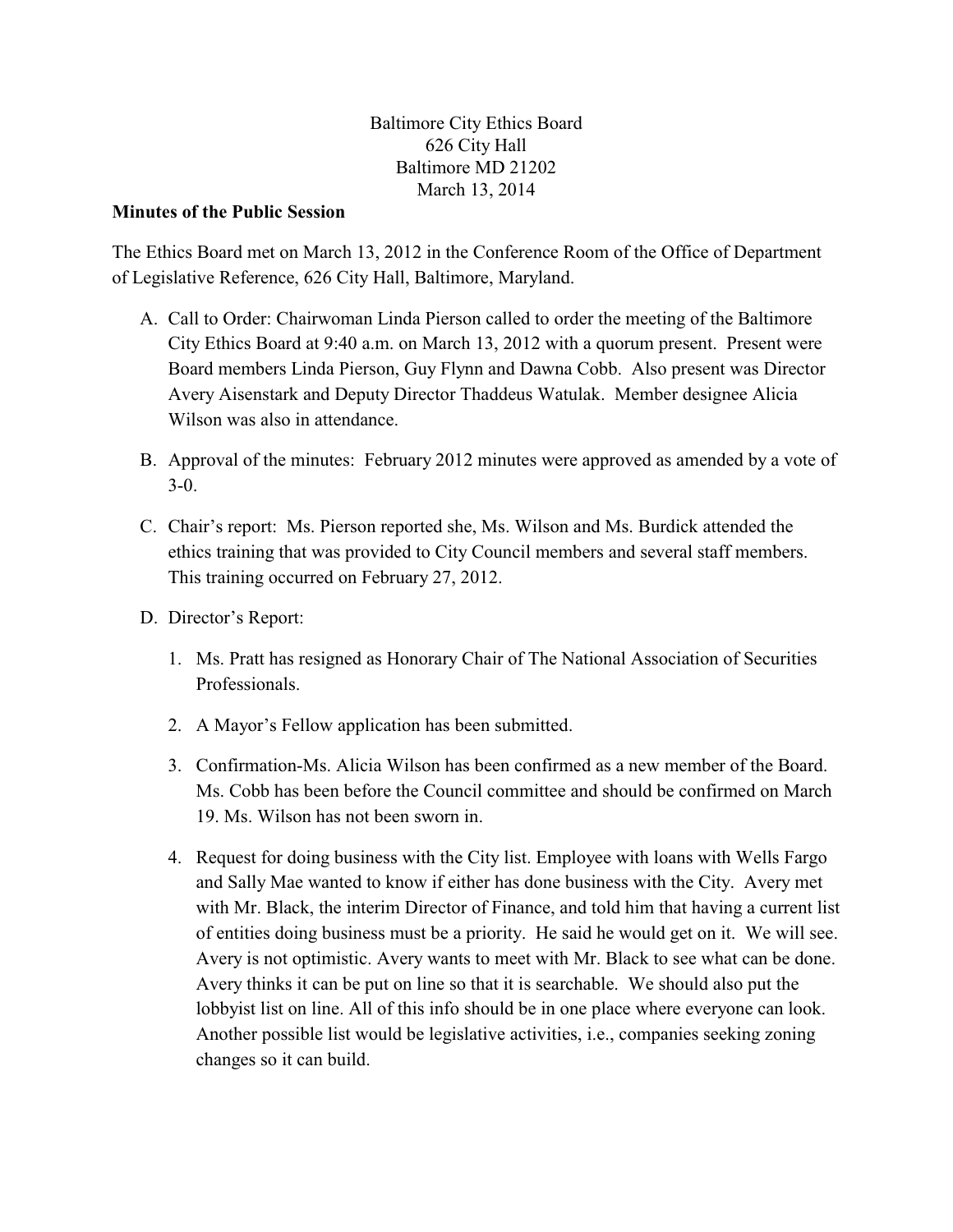Baltimore City Ethics Board
626 City Hall
Baltimore MD 21202
March 13, 2014

**Minutes of the Public Session**

The Ethics Board met on March 13, 2012 in the Conference Room of the Office of Department of Legislative Reference, 626 City Hall, Baltimore, Maryland.

A. Call to Order: Chairwoman Linda Pierson called to order the meeting of the Baltimore City Ethics Board at 9:40 a.m. on March 13, 2012 with a quorum present. Present were Board members Linda Pierson, Guy Flynn and Dawna Cobb. Also present was Director Avery Aisenstark and Deputy Director Thaddeus Watulak. Member designee Alicia Wilson was also in attendance.

B. Approval of the minutes: February 2012 minutes were approved as amended by a vote of 3-0.

C. Chair's report: Ms. Pierson reported she, Ms. Wilson and Ms. Burdick attended the ethics training that was provided to City Council members and several staff members. This training occurred on February 27, 2012.

D. Director's Report:

   1. Ms. Pratt has resigned as Honorary Chair of The National Association of Securities Professionals.

   2. A Mayor's Fellow application has been submitted.

   3. Confirmation-Ms. Alicia Wilson has been confirmed as a new member of the Board. Ms. Cobb has been before the Council committee and should be confirmed on March 19. Ms. Wilson has not been sworn in.

   4. Request for doing business with the City list. Employee with loans with Wells Fargo and Sally Mae wanted to know if either has done business with the City. Avery met with Mr. Black, the interim Director of Finance, and told him that having a current list of entities doing business must be a priority. He said he would get on it. We will see. Avery is not optimistic. Avery wants to meet with Mr. Black to see what can be done. Avery thinks it can be put on line so that it is searchable. We should also put the lobbyist list on line. All of this info should be in one place where everyone can look. Another possible list would be legislative activities, i.e., companies seeking zoning changes so it can build.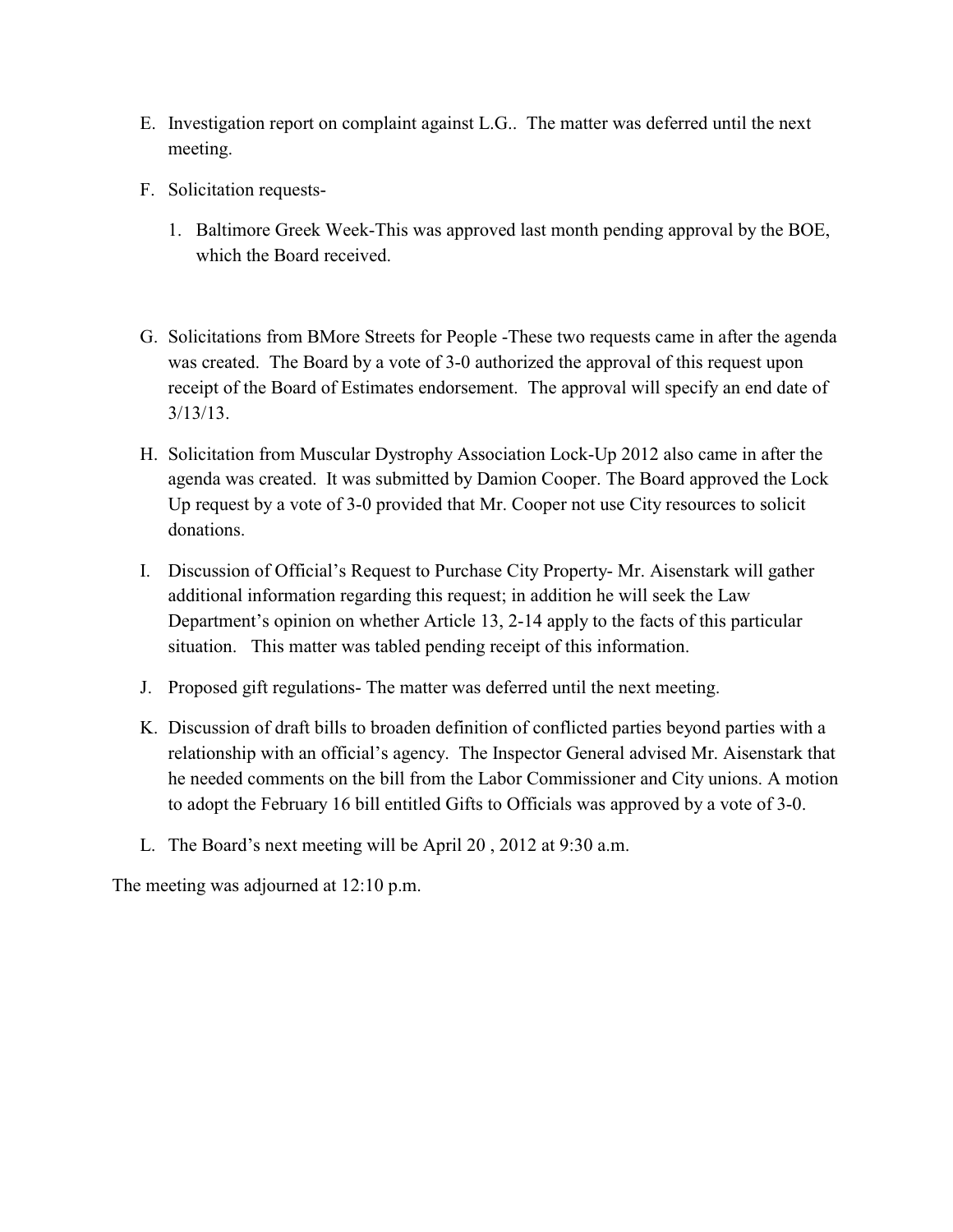E. Investigation report on complaint against L.G.. The matter was deferred until the next meeting.

F. Solicitation requests-

   1. Baltimore Greek Week-This was approved last month pending approval by the BOE, which the Board received.

G. Solicitations from BMore Streets for People -These two requests came in after the agenda was created. The Board by a vote of 3-0 authorized the approval of this request upon receipt of the Board of Estimates endorsement. The approval will specify an end date of 3/13/13.

H. Solicitation from Muscular Dystrophy Association Lock-Up 2012 also came in after the agenda was created. It was submitted by Damion Cooper. The Board approved the Lock Up request by a vote of 3-0 provided that Mr. Cooper not use City resources to solicit donations.

I. Discussion of Official's Request to Purchase City Property- Mr. Aisenstark will gather additional information regarding this request; in addition he will seek the Law Department's opinion on whether Article 13, 2-14 apply to the facts of this particular situation. This matter was tabled pending receipt of this information.

J. Proposed gift regulations- The matter was deferred until the next meeting.

K. Discussion of draft bills to broaden definition of conflicted parties beyond parties with a relationship with an official's agency. The Inspector General advised Mr. Aisenstark that he needed comments on the bill from the Labor Commissioner and City unions. A motion to adopt the February 16 bill entitled Gifts to Officials was approved by a vote of 3-0.

L. The Board's next meeting will be April 20 , 2012 at 9:30 a.m.

The meeting was adjourned at 12:10 p.m.